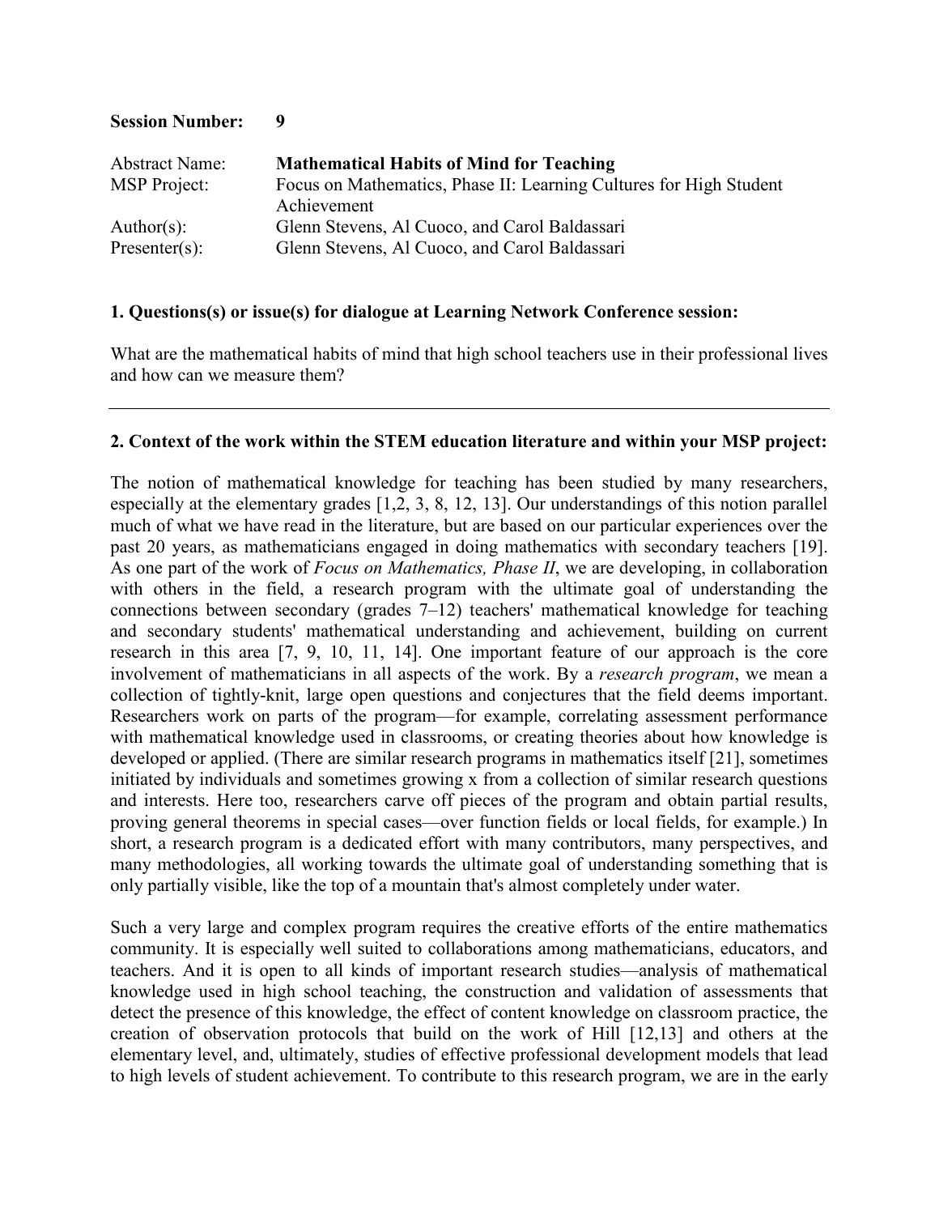**Session Number: 9**

| | |
|---|---|
| Abstract Name: | **Mathematical Habits of Mind for Teaching** |
| MSP Project: | Focus on Mathematics, Phase II: Learning Cultures for High Student Achievement |
| Author(s): | Glenn Stevens, Al Cuoco, and Carol Baldassari |
| Presenter(s): | Glenn Stevens, Al Cuoco, and Carol Baldassari |

**1. Questions(s) or issue(s) for dialogue at Learning Network Conference session:**

What are the mathematical habits of mind that high school teachers use in their professional lives and how can we measure them?

---

**2. Context of the work within the STEM education literature and within your MSP project:**

The notion of mathematical knowledge for teaching has been studied by many researchers, especially at the elementary grades [1,2, 3, 8, 12, 13]. Our understandings of this notion parallel much of what we have read in the literature, but are based on our particular experiences over the past 20 years, as mathematicians engaged in doing mathematics with secondary teachers [19]. As one part of the work of *Focus on Mathematics, Phase II*, we are developing, in collaboration with others in the field, a research program with the ultimate goal of understanding the connections between secondary (grades 7–12) teachers' mathematical knowledge for teaching and secondary students' mathematical understanding and achievement, building on current research in this area [7, 9, 10, 11, 14]. One important feature of our approach is the core involvement of mathematicians in all aspects of the work. By a *research program*, we mean a collection of tightly-knit, large open questions and conjectures that the field deems important. Researchers work on parts of the program—for example, correlating assessment performance with mathematical knowledge used in classrooms, or creating theories about how knowledge is developed or applied. (There are similar research programs in mathematics itself [21], sometimes initiated by individuals and sometimes growing x from a collection of similar research questions and interests. Here too, researchers carve off pieces of the program and obtain partial results, proving general theorems in special cases—over function fields or local fields, for example.) In short, a research program is a dedicated effort with many contributors, many perspectives, and many methodologies, all working towards the ultimate goal of understanding something that is only partially visible, like the top of a mountain that's almost completely under water.

Such a very large and complex program requires the creative efforts of the entire mathematics community. It is especially well suited to collaborations among mathematicians, educators, and teachers. And it is open to all kinds of important research studies—analysis of mathematical knowledge used in high school teaching, the construction and validation of assessments that detect the presence of this knowledge, the effect of content knowledge on classroom practice, the creation of observation protocols that build on the work of Hill [12,13] and others at the elementary level, and, ultimately, studies of effective professional development models that lead to high levels of student achievement. To contribute to this research program, we are in the early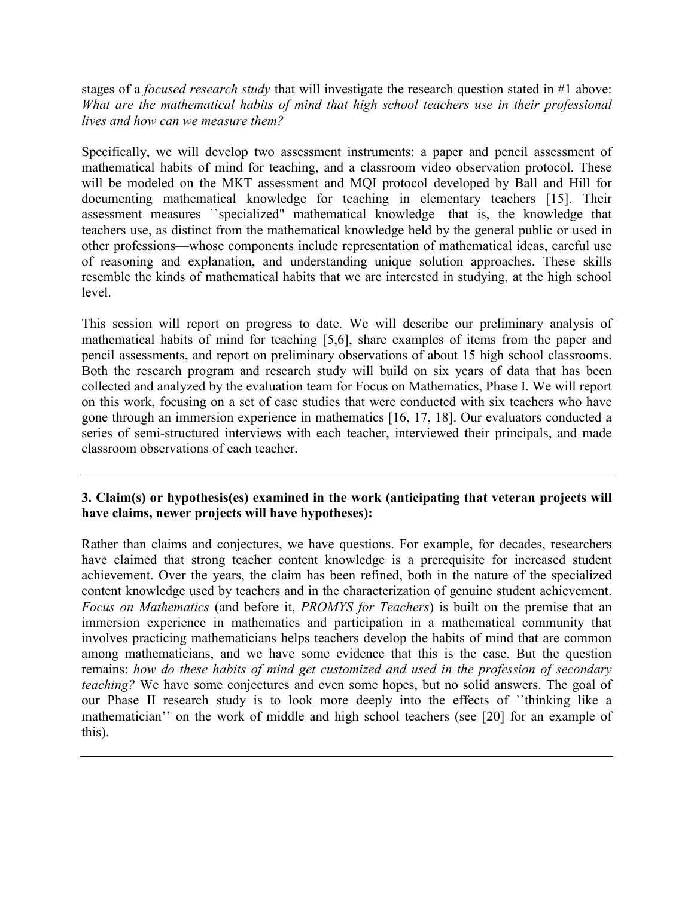stages of a *focused research study* that will investigate the research question stated in #1 above: *What are the mathematical habits of mind that high school teachers use in their professional lives and how can we measure them?*

Specifically, we will develop two assessment instruments: a paper and pencil assessment of mathematical habits of mind for teaching, and a classroom video observation protocol. These will be modeled on the MKT assessment and MQI protocol developed by Ball and Hill for documenting mathematical knowledge for teaching in elementary teachers [15]. Their assessment measures ``specialized" mathematical knowledge—that is, the knowledge that teachers use, as distinct from the mathematical knowledge held by the general public or used in other professions—whose components include representation of mathematical ideas, careful use of reasoning and explanation, and understanding unique solution approaches. These skills resemble the kinds of mathematical habits that we are interested in studying, at the high school level.

This session will report on progress to date. We will describe our preliminary analysis of mathematical habits of mind for teaching [5,6], share examples of items from the paper and pencil assessments, and report on preliminary observations of about 15 high school classrooms. Both the research program and research study will build on six years of data that has been collected and analyzed by the evaluation team for Focus on Mathematics, Phase I. We will report on this work, focusing on a set of case studies that were conducted with six teachers who have gone through an immersion experience in mathematics [16, 17, 18]. Our evaluators conducted a series of semi-structured interviews with each teacher, interviewed their principals, and made classroom observations of each teacher.

---

### 3. Claim(s) or hypothesis(es) examined in the work (anticipating that veteran projects will have claims, newer projects will have hypotheses):

Rather than claims and conjectures, we have questions. For example, for decades, researchers have claimed that strong teacher content knowledge is a prerequisite for increased student achievement. Over the years, the claim has been refined, both in the nature of the specialized content knowledge used by teachers and in the characterization of genuine student achievement. *Focus on Mathematics* (and before it, *PROMYS for Teachers*) is built on the premise that an immersion experience in mathematics and participation in a mathematical community that involves practicing mathematicians helps teachers develop the habits of mind that are common among mathematicians, and we have some evidence that this is the case. But the question remains: *how do these habits of mind get customized and used in the profession of secondary teaching?* We have some conjectures and even some hopes, but no solid answers. The goal of our Phase II research study is to look more deeply into the effects of ``thinking like a mathematician'' on the work of middle and high school teachers (see [20] for an example of this).

---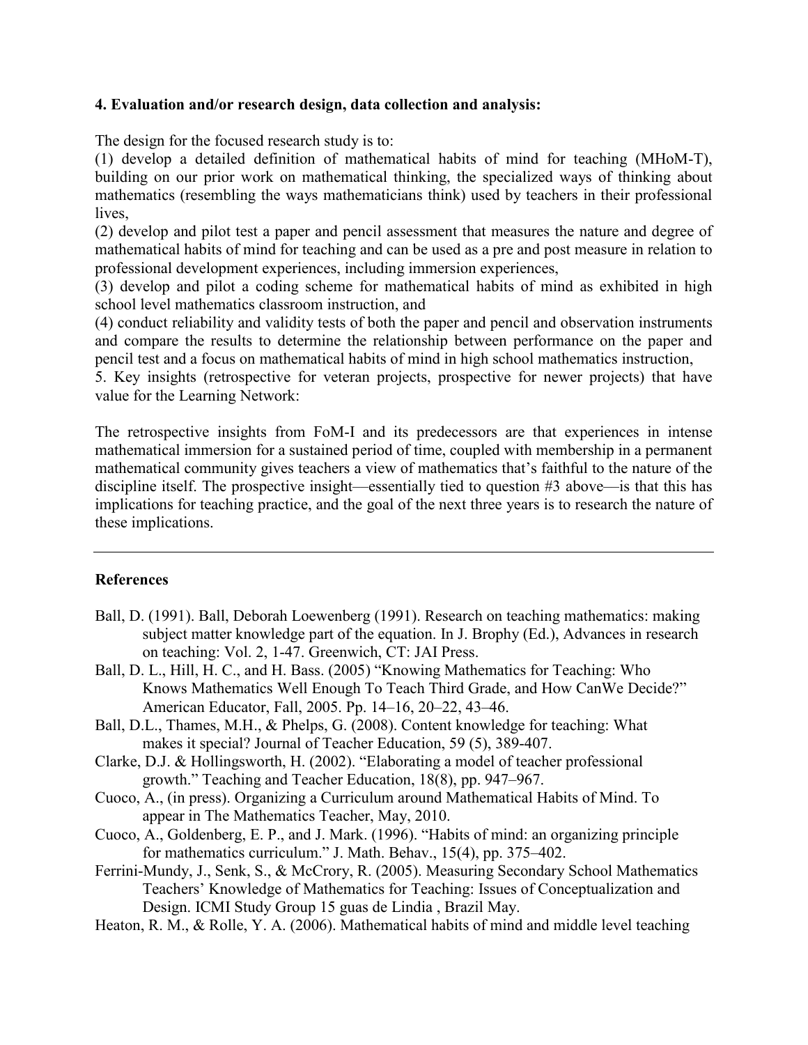**4. Evaluation and/or research design, data collection and analysis:**

The design for the focused research study is to:

(1) develop a detailed definition of mathematical habits of mind for teaching (MHoM-T), building on our prior work on mathematical thinking, the specialized ways of thinking about mathematics (resembling the ways mathematicians think) used by teachers in their professional lives,

(2) develop and pilot test a paper and pencil assessment that measures the nature and degree of mathematical habits of mind for teaching and can be used as a pre and post measure in relation to professional development experiences, including immersion experiences,

(3) develop and pilot a coding scheme for mathematical habits of mind as exhibited in high school level mathematics classroom instruction, and

(4) conduct reliability and validity tests of both the paper and pencil and observation instruments and compare the results to determine the relationship between performance on the paper and pencil test and a focus on mathematical habits of mind in high school mathematics instruction,

5. Key insights (retrospective for veteran projects, prospective for newer projects) that have value for the Learning Network:

The retrospective insights from FoM-I and its predecessors are that experiences in intense mathematical immersion for a sustained period of time, coupled with membership in a permanent mathematical community gives teachers a view of mathematics that's faithful to the nature of the discipline itself. The prospective insight—essentially tied to question #3 above—is that this has implications for teaching practice, and the goal of the next three years is to research the nature of these implications.

---

**References**

Ball, D. (1991). Ball, Deborah Loewenberg (1991). Research on teaching mathematics: making subject matter knowledge part of the equation. In J. Brophy (Ed.), Advances in research on teaching: Vol. 2, 1-47. Greenwich, CT: JAI Press.

Ball, D. L., Hill, H. C., and H. Bass. (2005) "Knowing Mathematics for Teaching: Who Knows Mathematics Well Enough To Teach Third Grade, and How CanWe Decide?" American Educator, Fall, 2005. Pp. 14–16, 20–22, 43–46.

Ball, D.L., Thames, M.H., & Phelps, G. (2008). Content knowledge for teaching: What makes it special? Journal of Teacher Education, 59 (5), 389-407.

Clarke, D.J. & Hollingsworth, H. (2002). "Elaborating a model of teacher professional growth." Teaching and Teacher Education, 18(8), pp. 947–967.

Cuoco, A., (in press). Organizing a Curriculum around Mathematical Habits of Mind. To appear in The Mathematics Teacher, May, 2010.

Cuoco, A., Goldenberg, E. P., and J. Mark. (1996). "Habits of mind: an organizing principle for mathematics curriculum." J. Math. Behav., 15(4), pp. 375–402.

Ferrini-Mundy, J., Senk, S., & McCrory, R. (2005). Measuring Secondary School Mathematics Teachers' Knowledge of Mathematics for Teaching: Issues of Conceptualization and Design. ICMI Study Group 15 guas de Lindia , Brazil May.

Heaton, R. M., & Rolle, Y. A. (2006). Mathematical habits of mind and middle level teaching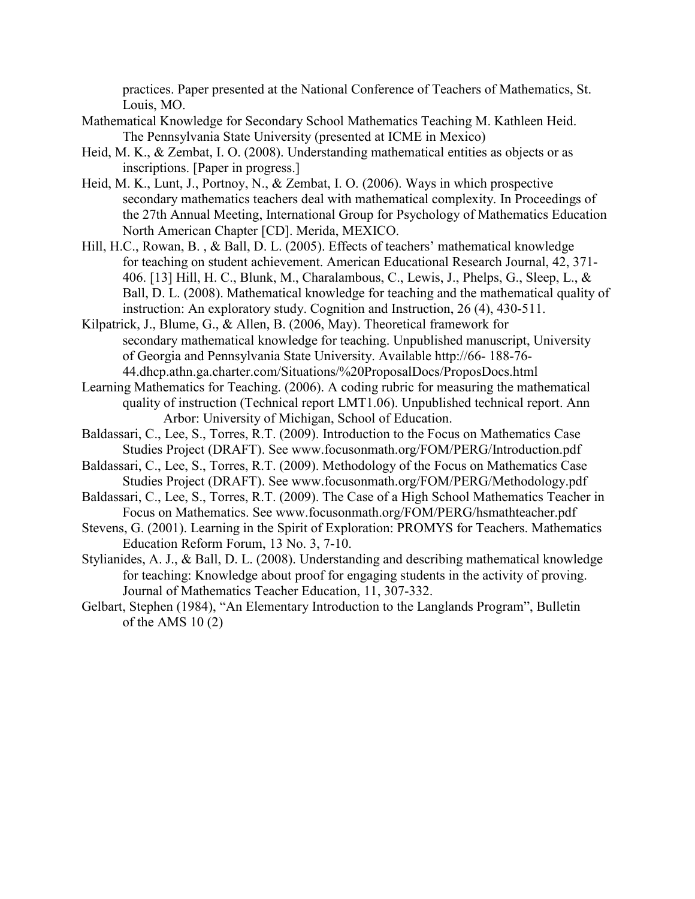practices. Paper presented at the National Conference of Teachers of Mathematics, St. Louis, MO.

Mathematical Knowledge for Secondary School Mathematics Teaching M. Kathleen Heid. The Pennsylvania State University (presented at ICME in Mexico)

Heid, M. K., & Zembat, I. O. (2008). Understanding mathematical entities as objects or as inscriptions. [Paper in progress.]

Heid, M. K., Lunt, J., Portnoy, N., & Zembat, I. O. (2006). Ways in which prospective secondary mathematics teachers deal with mathematical complexity. In Proceedings of the 27th Annual Meeting, International Group for Psychology of Mathematics Education North American Chapter [CD]. Merida, MEXICO.

Hill, H.C., Rowan, B. , & Ball, D. L. (2005). Effects of teachers' mathematical knowledge for teaching on student achievement. American Educational Research Journal, 42, 371-406. [13] Hill, H. C., Blunk, M., Charalambous, C., Lewis, J., Phelps, G., Sleep, L., & Ball, D. L. (2008). Mathematical knowledge for teaching and the mathematical quality of instruction: An exploratory study. Cognition and Instruction, 26 (4), 430-511.

Kilpatrick, J., Blume, G., & Allen, B. (2006, May). Theoretical framework for secondary mathematical knowledge for teaching. Unpublished manuscript, University of Georgia and Pennsylvania State University. Available http://66- 188-76-44.dhcp.athn.ga.charter.com/Situations/%20ProposalDocs/ProposDocs.html

Learning Mathematics for Teaching. (2006). A coding rubric for measuring the mathematical quality of instruction (Technical report LMT1.06). Unpublished technical report. Ann Arbor: University of Michigan, School of Education.

Baldassari, C., Lee, S., Torres, R.T. (2009). Introduction to the Focus on Mathematics Case Studies Project (DRAFT). See www.focusonmath.org/FOM/PERG/Introduction.pdf

Baldassari, C., Lee, S., Torres, R.T. (2009). Methodology of the Focus on Mathematics Case Studies Project (DRAFT). See www.focusonmath.org/FOM/PERG/Methodology.pdf

Baldassari, C., Lee, S., Torres, R.T. (2009). The Case of a High School Mathematics Teacher in Focus on Mathematics. See www.focusonmath.org/FOM/PERG/hsmathteacher.pdf

Stevens, G. (2001). Learning in the Spirit of Exploration: PROMYS for Teachers. Mathematics Education Reform Forum, 13 No. 3, 7-10.

Stylianides, A. J., & Ball, D. L. (2008). Understanding and describing mathematical knowledge for teaching: Knowledge about proof for engaging students in the activity of proving. Journal of Mathematics Teacher Education, 11, 307-332.

Gelbart, Stephen (1984), "An Elementary Introduction to the Langlands Program", Bulletin of the AMS 10 (2)